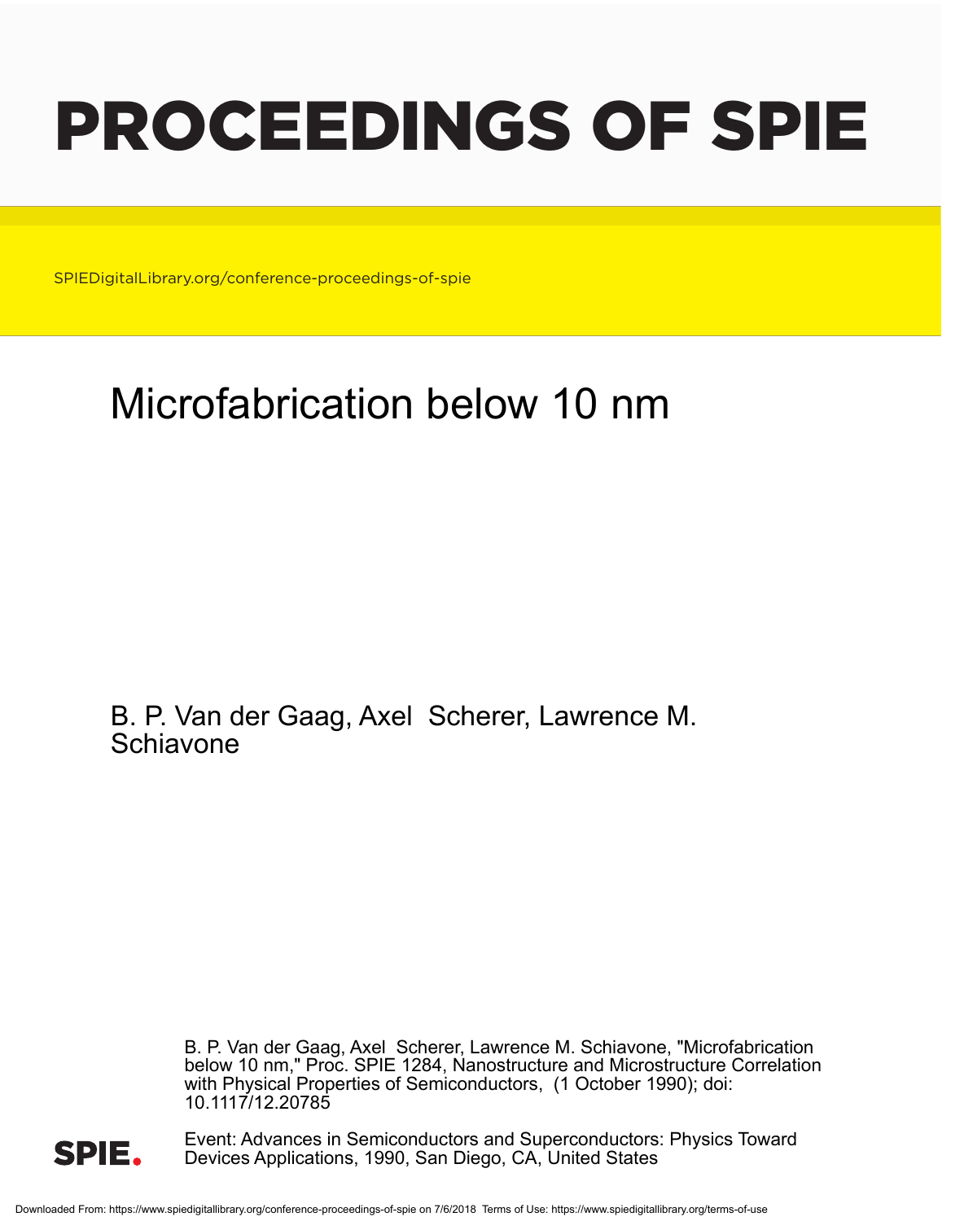# PROCEEDINGS OF SPIE

SPIEDigitalLibrary.org/conference-proceedings-of-spie

## Microfabrication below 10 nm

B. P. Van der Gaag, Axel Scherer, Lawrence M. Schiavone

B. P. Van der Gaag, Axel Scherer, Lawrence M. Schiavone, "Microfabrication below 10 nm," Proc. SPIE 1284, Nanostructure and Microstructure Correlation with Physical Properties of Semiconductors, (1 October 1990); doi: 10.1117/12.20785

Event: Advances in Semiconductors and Superconductors: Physics Toward Devices Applications, 1990, San Diego, CA, United States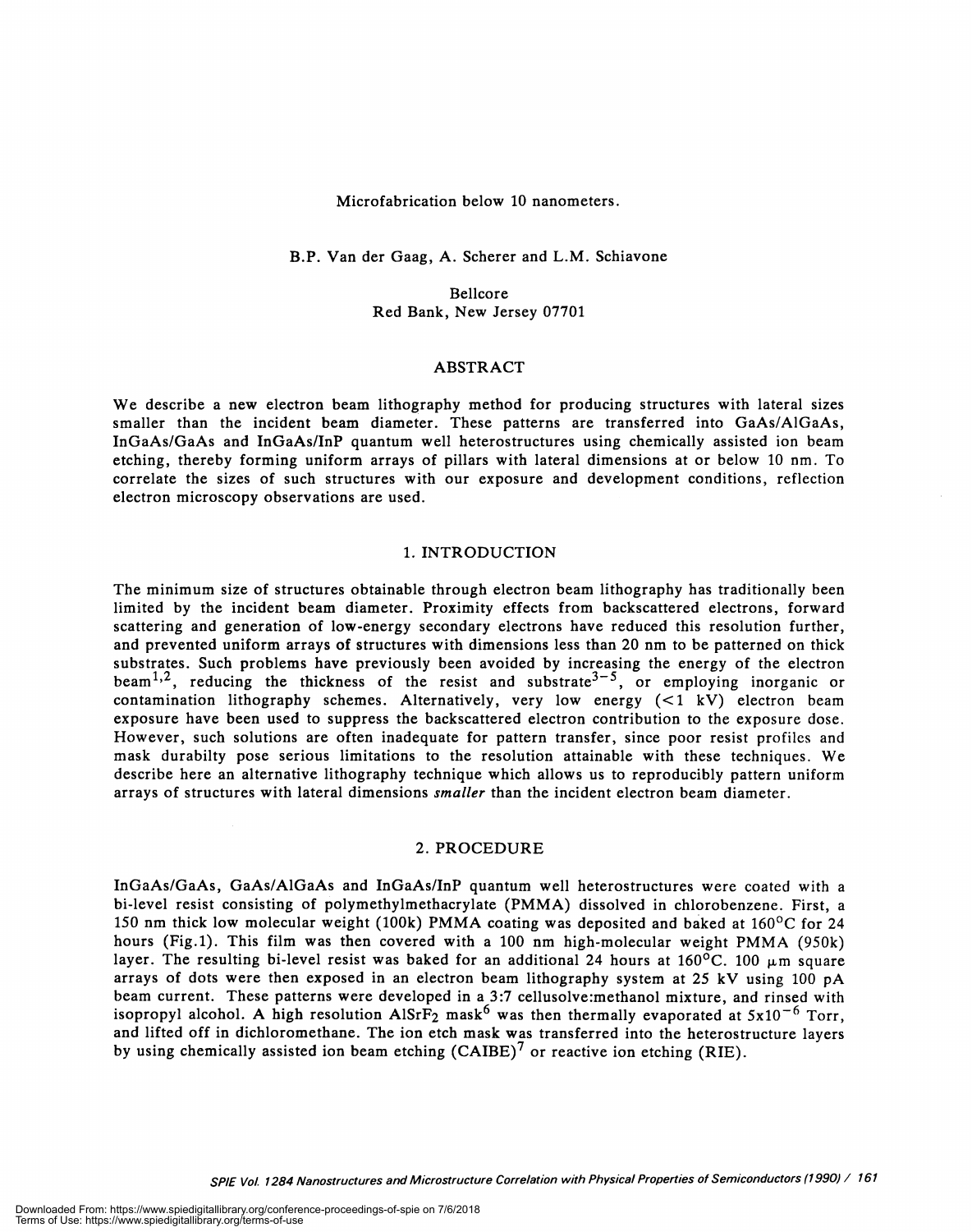# Microfabrication below 10 nanometers.

B.P. Van der Gaag, A. Scherer and L.M. Schiavone

Bellcore
Red Bank, New Jersey 07701

## ABSTRACT

We describe a new electron beam lithography method for producing structures with lateral sizes smaller than the incident beam diameter. These patterns are transferred into GaAs/AlGaAs, InGaAs/GaAs and InGaAs/InP quantum well heterostructures using chemically assisted ion beam etching, thereby forming uniform arrays of pillars with lateral dimensions at or below 10 nm. To correlate the sizes of such structures with our exposure and development conditions, reflection electron microscopy observations are used.

## 1. INTRODUCTION

The minimum size of structures obtainable through electron beam lithography has traditionally been limited by the incident beam diameter. Proximity effects from backscattered electrons, forward scattering and generation of low-energy secondary electrons have reduced this resolution further, and prevented uniform arrays of structures with dimensions less than 20 nm to be patterned on thick substrates. Such problems have previously been avoided by increasing the energy of the electron beam[1,2], reducing the thickness of the resist and substrate[3-5], or employing inorganic or contamination lithography schemes. Alternatively, very low energy (<1 kV) electron beam exposure have been used to suppress the backscattered electron contribution to the exposure dose. However, such solutions are often inadequate for pattern transfer, since poor resist profiles and mask durabilty pose serious limitations to the resolution attainable with these techniques. We describe here an alternative lithography technique which allows us to reproducibly pattern uniform arrays of structures with lateral dimensions *smaller* than the incident electron beam diameter.

## 2. PROCEDURE

InGaAs/GaAs, GaAs/AlGaAs and InGaAs/InP quantum well heterostructures were coated with a bi-level resist consisting of polymethylmethacrylate (PMMA) dissolved in chlorobenzene. First, a 150 nm thick low molecular weight (100k) PMMA coating was deposited and baked at 160°C for 24 hours (Fig.1). This film was then covered with a 100 nm high-molecular weight PMMA (950k) layer. The resulting bi-level resist was baked for an additional 24 hours at 160°C. 100 μm square arrays of dots were then exposed in an electron beam lithography system at 25 kV using 100 pA beam current. These patterns were developed in a 3:7 cellusolve:methanol mixture, and rinsed with isopropyl alcohol. A high resolution $AlSrF_2$ mask[6] was then thermally evaporated at $5x10^{-6}$ Torr, and lifted off in dichloromethane. The ion etch mask was transferred into the heterostructure layers by using chemically assisted ion beam etching (CAIBE)[7] or reactive ion etching (RIE).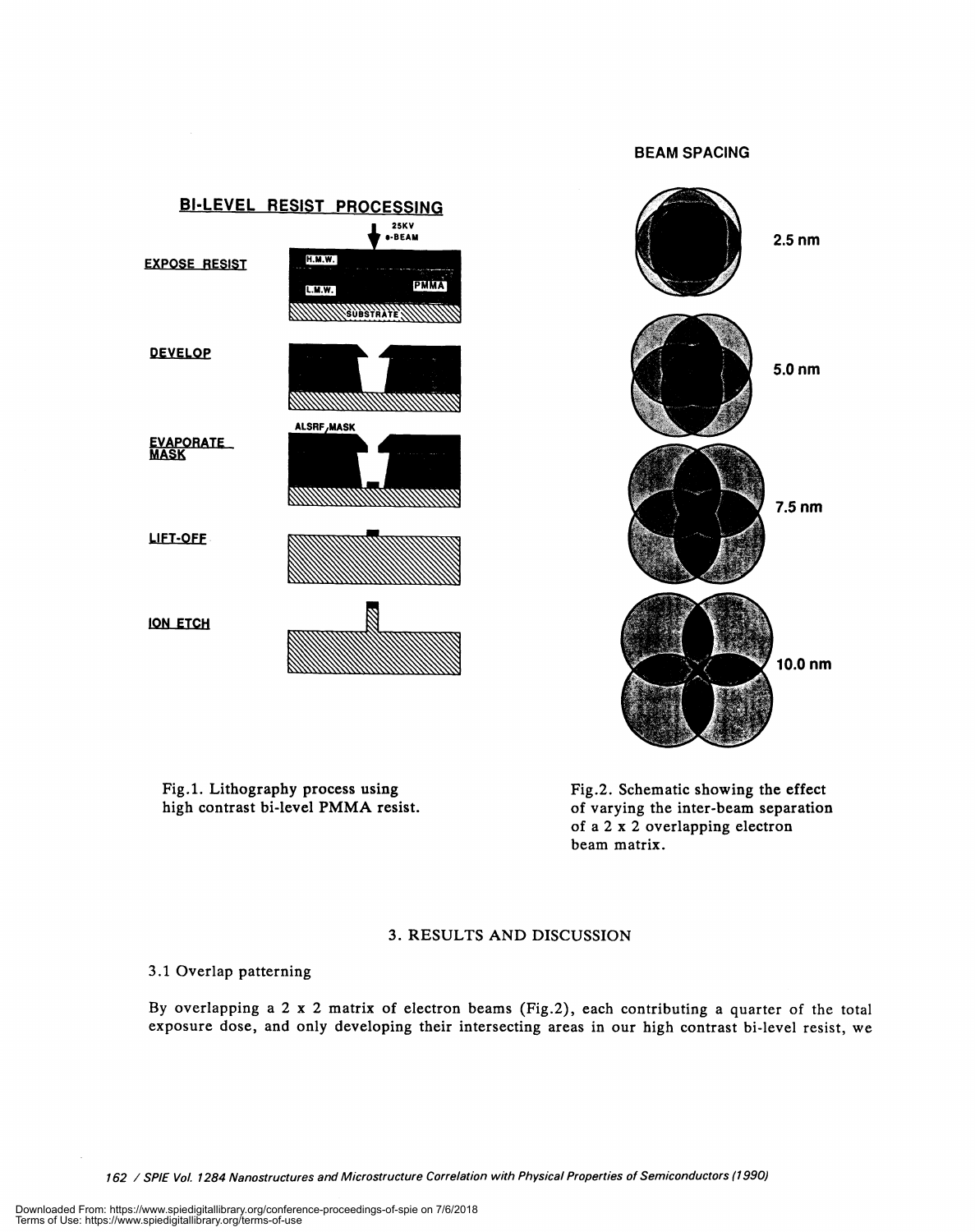Fig.1. Lithography process using high contrast bi-level PMMA resist.

Fig.2. Schematic showing the effect of varying the inter-beam separation of a 2 x 2 overlapping electron beam matrix.

## 3. RESULTS AND DISCUSSION

### 3.1 Overlap patterning

By overlapping a 2 x 2 matrix of electron beams (Fig.2), each contributing a quarter of the total exposure dose, and only developing their intersecting areas in our high contrast bi-level resist, we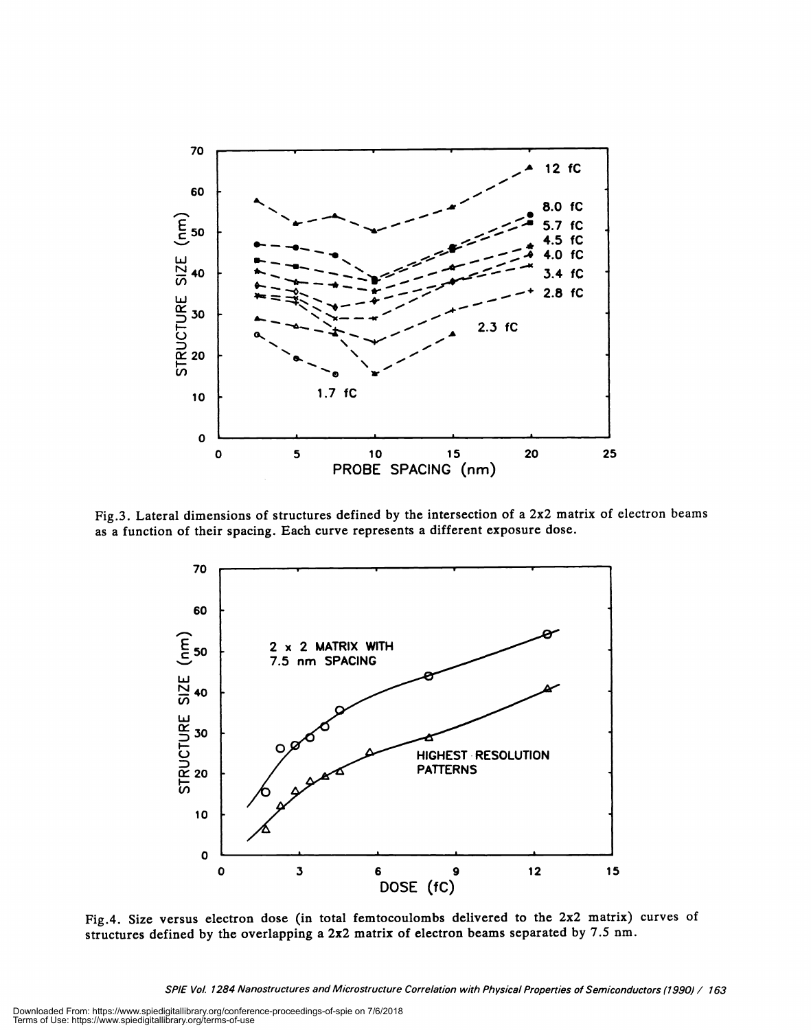Fig.3. Lateral dimensions of structures defined by the intersection of a 2x2 matrix of electron beams as a function of their spacing. Each curve represents a different exposure dose.

Fig.4. Size versus electron dose (in total femtocoulombs delivered to the 2x2 matrix) curves of structures defined by the overlapping a 2x2 matrix of electron beams separated by 7.5 nm.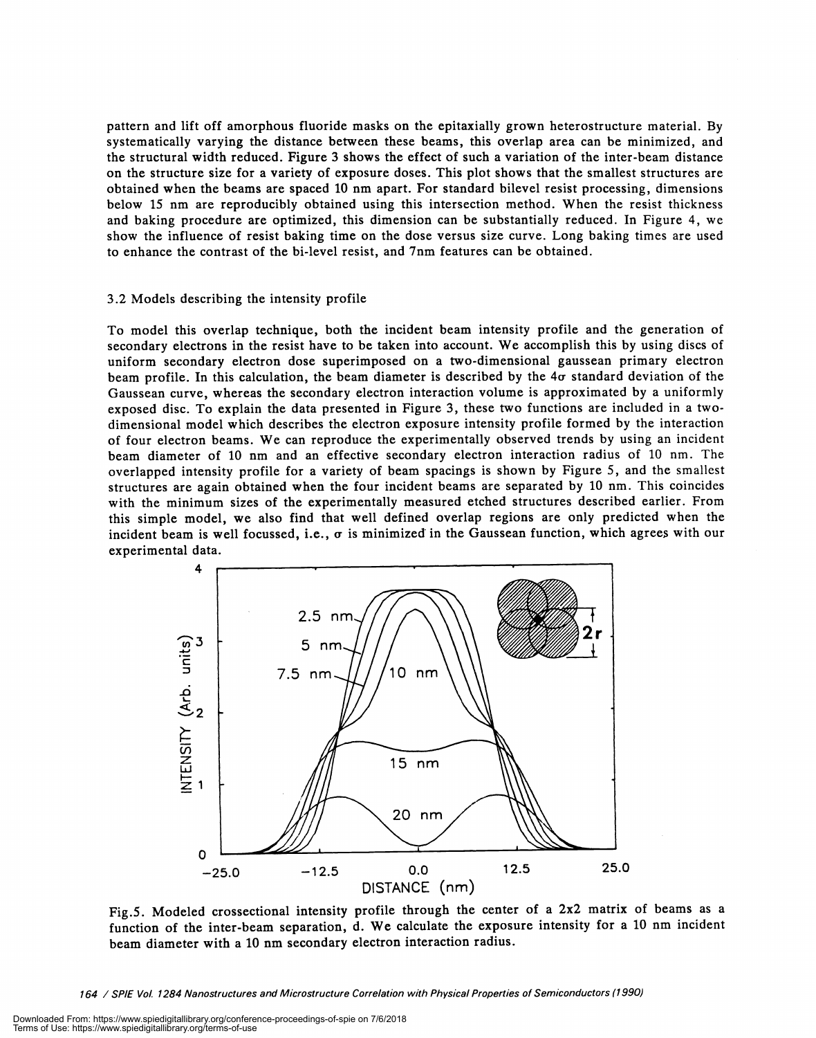pattern and lift off amorphous fluoride masks on the epitaxially grown heterostructure material. By systematically varying the distance between these beams, this overlap area can be minimized, and the structural width reduced. Figure 3 shows the effect of such a variation of the inter-beam distance on the structure size for a variety of exposure doses. This plot shows that the smallest structures are obtained when the beams are spaced 10 nm apart. For standard bilevel resist processing, dimensions below 15 nm are reproducibly obtained using this intersection method. When the resist thickness and baking procedure are optimized, this dimension can be substantially reduced. In Figure 4, we show the influence of resist baking time on the dose versus size curve. Long baking times are used to enhance the contrast of the bi-level resist, and 7nm features can be obtained.

### 3.2 Models describing the intensity profile

To model this overlap technique, both the incident beam intensity profile and the generation of secondary electrons in the resist have to be taken into account. We accomplish this by using discs of uniform secondary electron dose superimposed on a two-dimensional gaussean primary electron beam profile. In this calculation, the beam diameter is described by the $4\sigma$ standard deviation of the Gaussean curve, whereas the secondary electron interaction volume is approximated by a uniformly exposed disc. To explain the data presented in Figure 3, these two functions are included in a two-dimensional model which describes the electron exposure intensity profile formed by the interaction of four electron beams. We can reproduce the experimentally observed trends by using an incident beam diameter of 10 nm and an effective secondary electron interaction radius of 10 nm. The overlapped intensity profile for a variety of beam spacings is shown by Figure 5, and the smallest structures are again obtained when the four incident beams are separated by 10 nm. This coincides with the minimum sizes of the experimentally measured etched structures described earlier. From this simple model, we also find that well defined overlap regions are only predicted when the incident beam is well focussed, i.e., $\sigma$ is minimized in the Gaussean function, which agrees with our experimental data.

Fig.5. Modeled crossectional intensity profile through the center of a 2x2 matrix of beams as a function of the inter-beam separation, d. We calculate the exposure intensity for a 10 nm incident beam diameter with a 10 nm secondary electron interaction radius.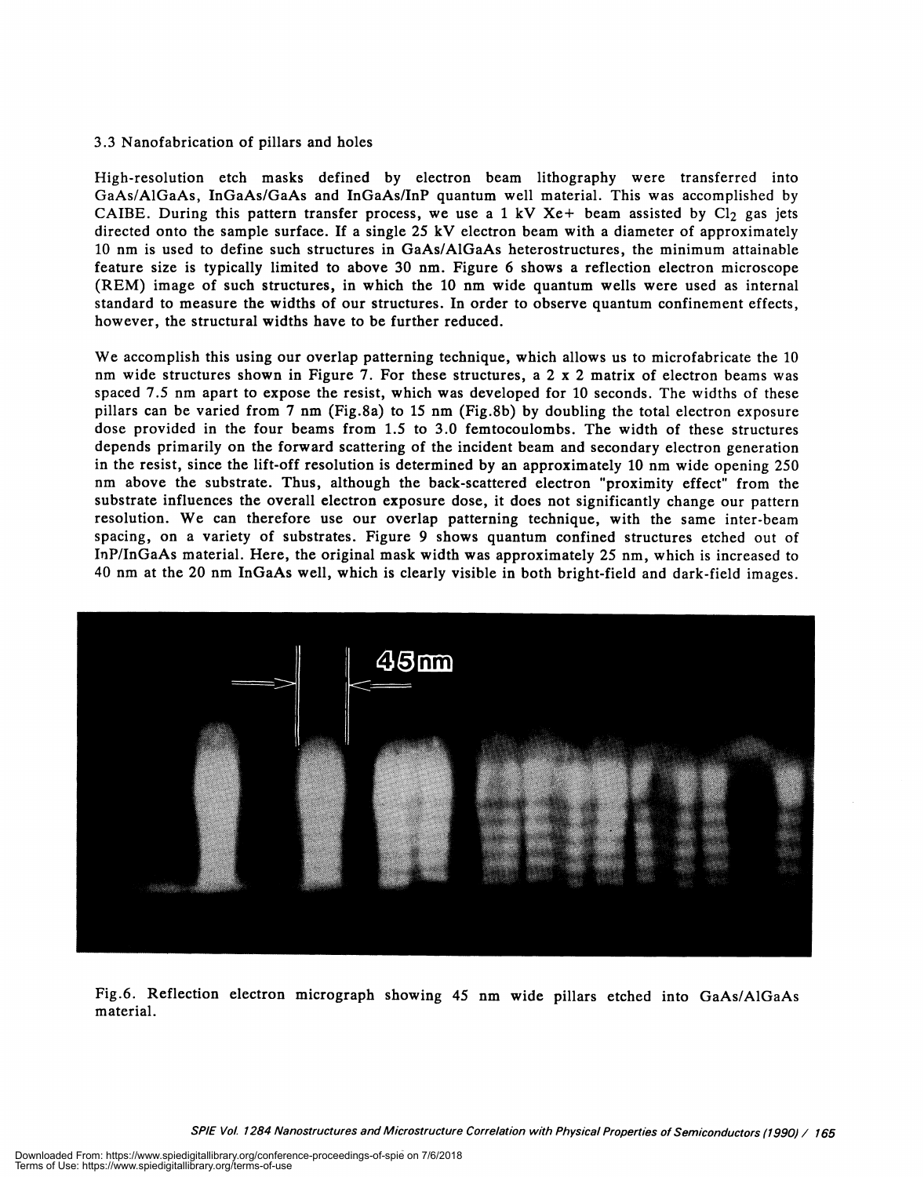### 3.3 Nanofabrication of pillars and holes

High-resolution etch masks defined by electron beam lithography were transferred into GaAs/AlGaAs, InGaAs/GaAs and InGaAs/InP quantum well material. This was accomplished by CAIBE. During this pattern transfer process, we use a 1 kV $Xe^+$ beam assisted by $Cl_2$ gas jets directed onto the sample surface. If a single 25 kV electron beam with a diameter of approximately 10 nm is used to define such structures in GaAs/AlGaAs heterostructures, the minimum attainable feature size is typically limited to above 30 nm. Figure 6 shows a reflection electron microscope (REM) image of such structures, in which the 10 nm wide quantum wells were used as internal standard to measure the widths of our structures. In order to observe quantum confinement effects, however, the structural widths have to be further reduced.

We accomplish this using our overlap patterning technique, which allows us to microfabricate the 10 nm wide structures shown in Figure 7. For these structures, a 2 x 2 matrix of electron beams was spaced 7.5 nm apart to expose the resist, which was developed for 10 seconds. The widths of these pillars can be varied from 7 nm (Fig.8a) to 15 nm (Fig.8b) by doubling the total electron exposure dose provided in the four beams from 1.5 to 3.0 femtocoulombs. The width of these structures depends primarily on the forward scattering of the incident beam and secondary electron generation in the resist, since the lift-off resolution is determined by an approximately 10 nm wide opening 250 nm above the substrate. Thus, although the back-scattered electron "proximity effect" from the substrate influences the overall electron exposure dose, it does not significantly change our pattern resolution. We can therefore use our overlap patterning technique, with the same inter-beam spacing, on a variety of substrates. Figure 9 shows quantum confined structures etched out of InP/InGaAs material. Here, the original mask width was approximately 25 nm, which is increased to 40 nm at the 20 nm InGaAs well, which is clearly visible in both bright-field and dark-field images.

Fig.6. Reflection electron micrograph showing 45 nm wide pillars etched into GaAs/AlGaAs material.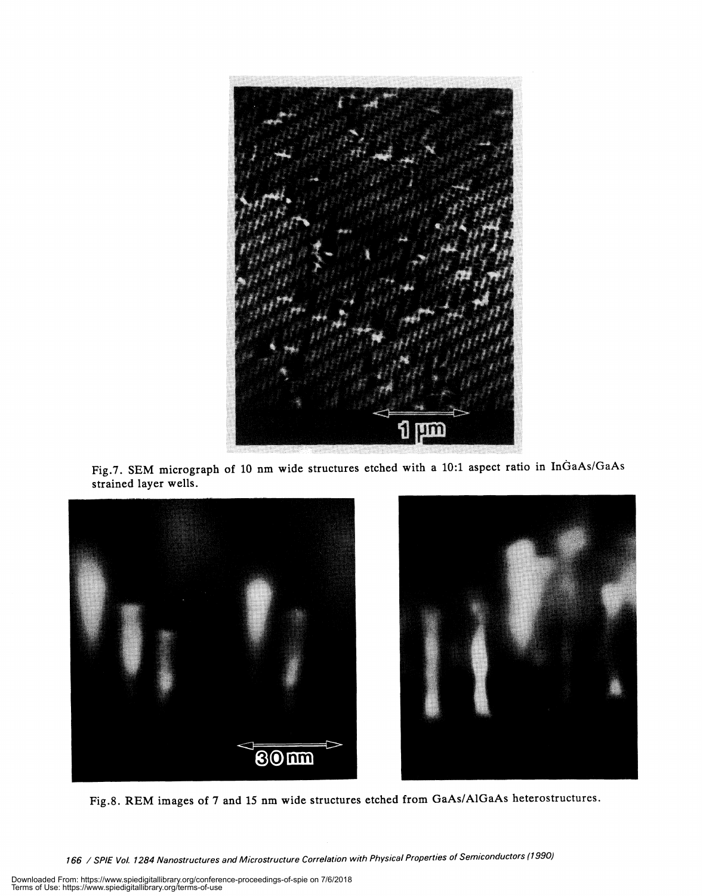Fig.7. SEM micrograph of 10 nm wide structures etched with a 10:1 aspect ratio in InGaAs/GaAs strained layer wells.

Fig.8. REM images of 7 and 15 nm wide structures etched from GaAs/AlGaAs heterostructures.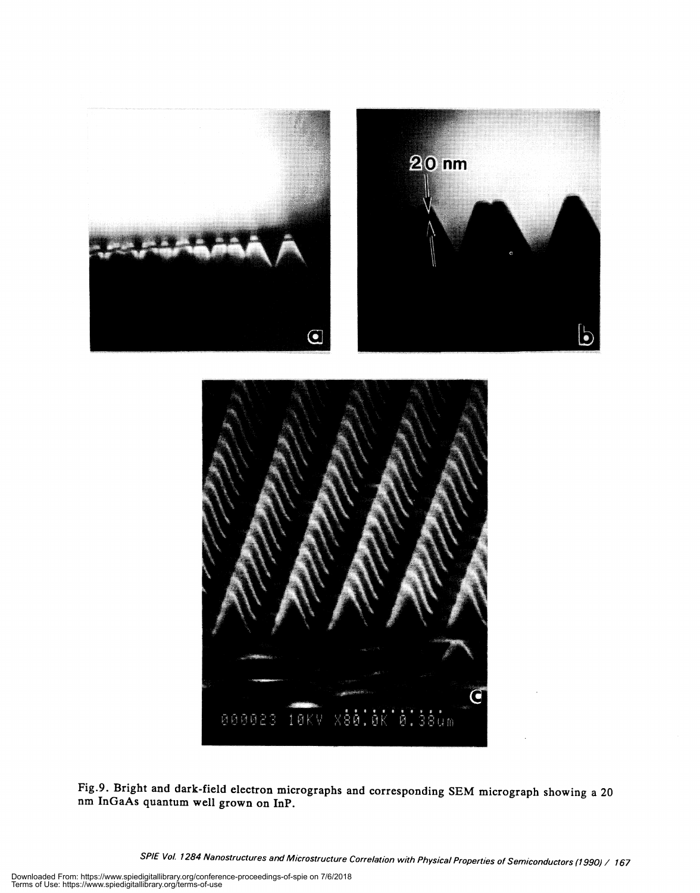Fig.9. Bright and dark-field electron micrographs and corresponding SEM micrograph showing a 20 nm InGaAs quantum well grown on InP.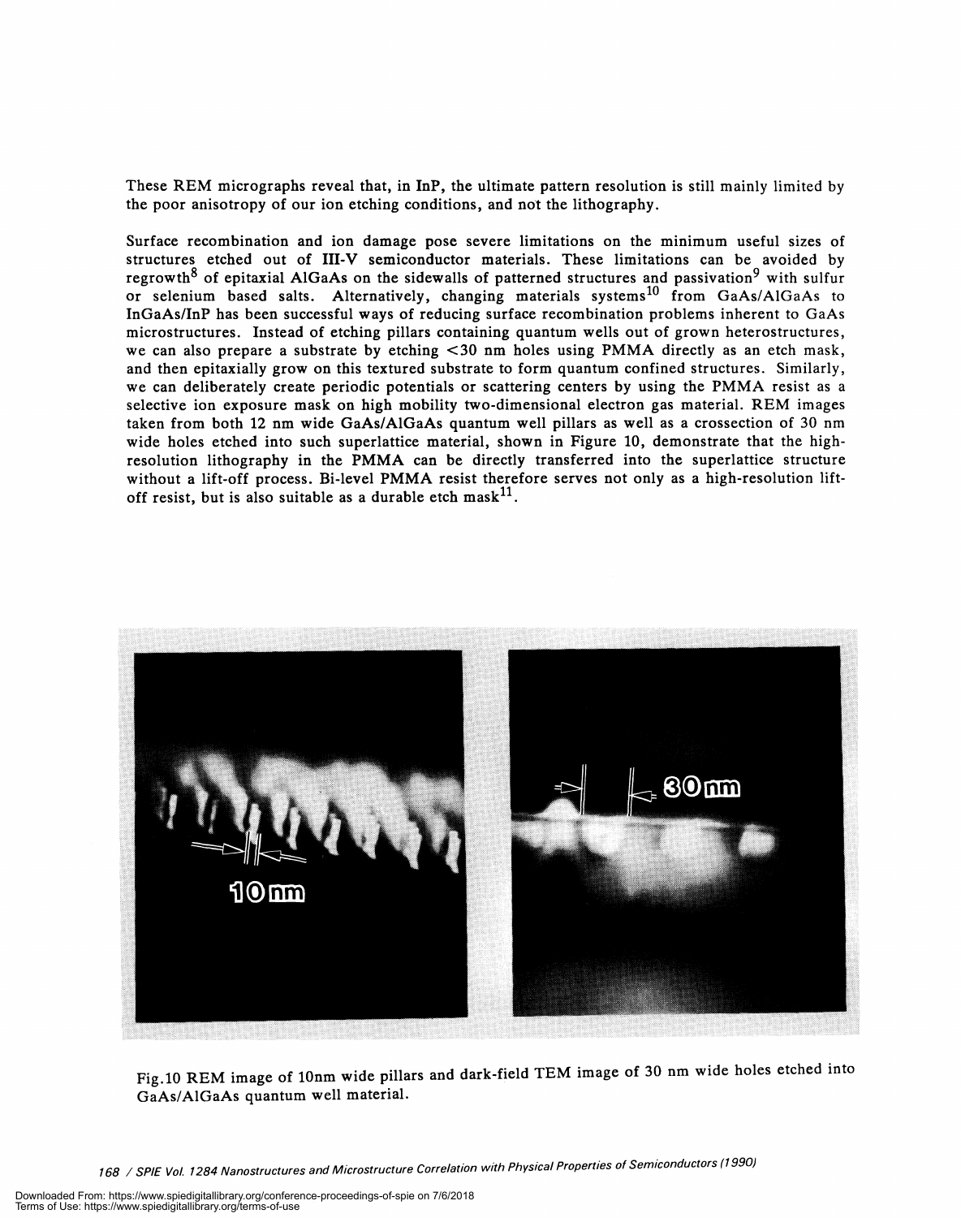These REM micrographs reveal that, in InP, the ultimate pattern resolution is still mainly limited by the poor anisotropy of our ion etching conditions, and not the lithography.

Surface recombination and ion damage pose severe limitations on the minimum useful sizes of structures etched out of III-V semiconductor materials. These limitations can be avoided by regrowth[8] of epitaxial AlGaAs on the sidewalls of patterned structures and passivation[9] with sulfur or selenium based salts. Alternatively, changing materials systems[10] from GaAs/AlGaAs to InGaAs/InP has been successful ways of reducing surface recombination problems inherent to GaAs microstructures. Instead of etching pillars containing quantum wells out of grown heterostructures, we can also prepare a substrate by etching <30 nm holes using PMMA directly as an etch mask, and then epitaxially grow on this textured substrate to form quantum confined structures. Similarly, we can deliberately create periodic potentials or scattering centers by using the PMMA resist as a selective ion exposure mask on high mobility two-dimensional electron gas material. REM images taken from both 12 nm wide GaAs/AlGaAs quantum well pillars as well as a crossection of 30 nm wide holes etched into such superlattice material, shown in Figure 10, demonstrate that the high-resolution lithography in the PMMA can be directly transferred into the superlattice structure without a lift-off process. Bi-level PMMA resist therefore serves not only as a high-resolution lift-off resist, but is also suitable as a durable etch mask[11].

Fig.10 REM image of 10nm wide pillars and dark-field TEM image of 30 nm wide holes etched into GaAs/AlGaAs quantum well material.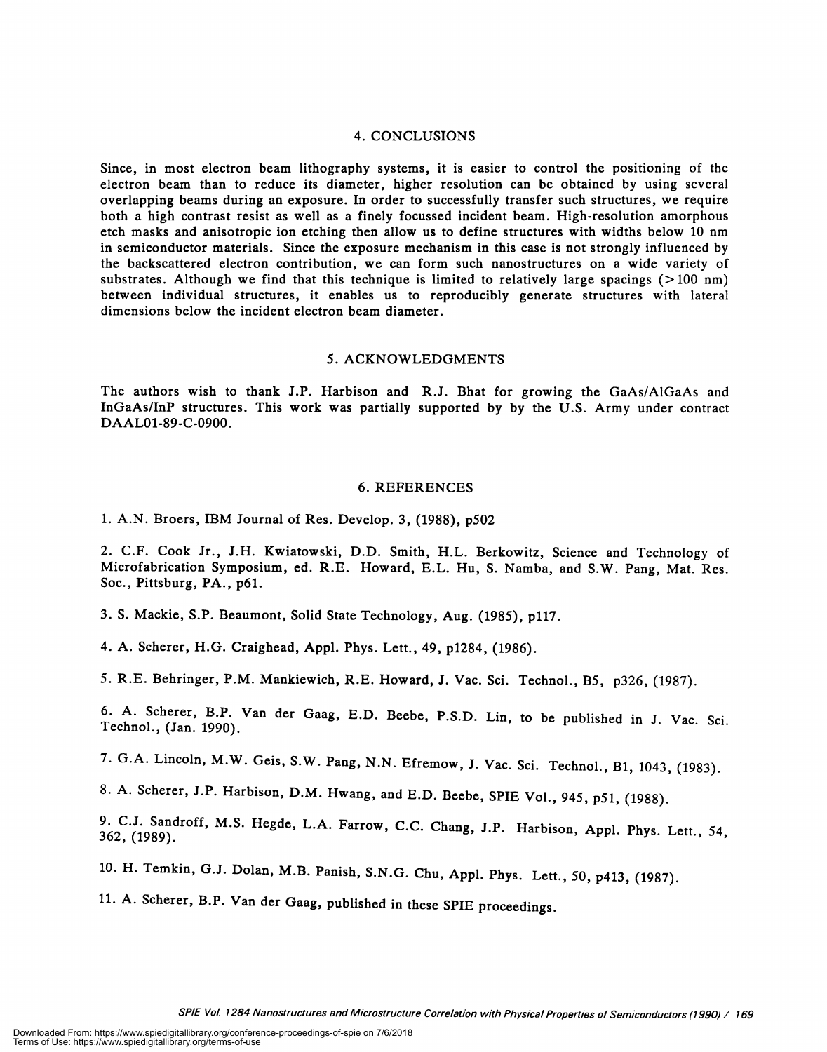## 4. CONCLUSIONS

Since, in most electron beam lithography systems, it is easier to control the positioning of the electron beam than to reduce its diameter, higher resolution can be obtained by using several overlapping beams during an exposure. In order to successfully transfer such structures, we require both a high contrast resist as well as a finely focussed incident beam. High-resolution amorphous etch masks and anisotropic ion etching then allow us to define structures with widths below 10 nm in semiconductor materials. Since the exposure mechanism in this case is not strongly influenced by the backscattered electron contribution, we can form such nanostructures on a wide variety of substrates. Although we find that this technique is limited to relatively large spacings (>100 nm) between individual structures, it enables us to reproducibly generate structures with lateral dimensions below the incident electron beam diameter.

## 5. ACKNOWLEDGMENTS

The authors wish to thank J.P. Harbison and R.J. Bhat for growing the GaAs/AlGaAs and InGaAs/InP structures. This work was partially supported by by the U.S. Army under contract DAAL01-89-C-0900.

## 6. REFERENCES

1. A.N. Broers, IBM Journal of Res. Develop. 3, (1988), p502

2. C.F. Cook Jr., J.H. Kwiatowski, D.D. Smith, H.L. Berkowitz, Science and Technology of Microfabrication Symposium, ed. R.E. Howard, E.L. Hu, S. Namba, and S.W. Pang, Mat. Res. Soc., Pittsburg, PA., p61.

3. S. Mackie, S.P. Beaumont, Solid State Technology, Aug. (1985), p117.

4. A. Scherer, H.G. Craighead, Appl. Phys. Lett., 49, p1284, (1986).

5. R.E. Behringer, P.M. Mankiewich, R.E. Howard, J. Vac. Sci. Technol., B5, p326, (1987).

6. A. Scherer, B.P. Van der Gaag, E.D. Beebe, P.S.D. Lin, to be published in J. Vac. Sci. Technol., (Jan. 1990).

7. G.A. Lincoln, M.W. Geis, S.W. Pang, N.N. Efremow, J. Vac. Sci. Technol., B1, 1043, (1983).

8. A. Scherer, J.P. Harbison, D.M. Hwang, and E.D. Beebe, SPIE Vol., 945, p51, (1988).

9. C.J. Sandroff, M.S. Hegde, L.A. Farrow, C.C. Chang, J.P. Harbison, Appl. Phys. Lett., 54, 362, (1989).

10. H. Temkin, G.J. Dolan, M.B. Panish, S.N.G. Chu, Appl. Phys. Lett., 50, p413, (1987).

11. A. Scherer, B.P. Van der Gaag, published in these SPIE proceedings.